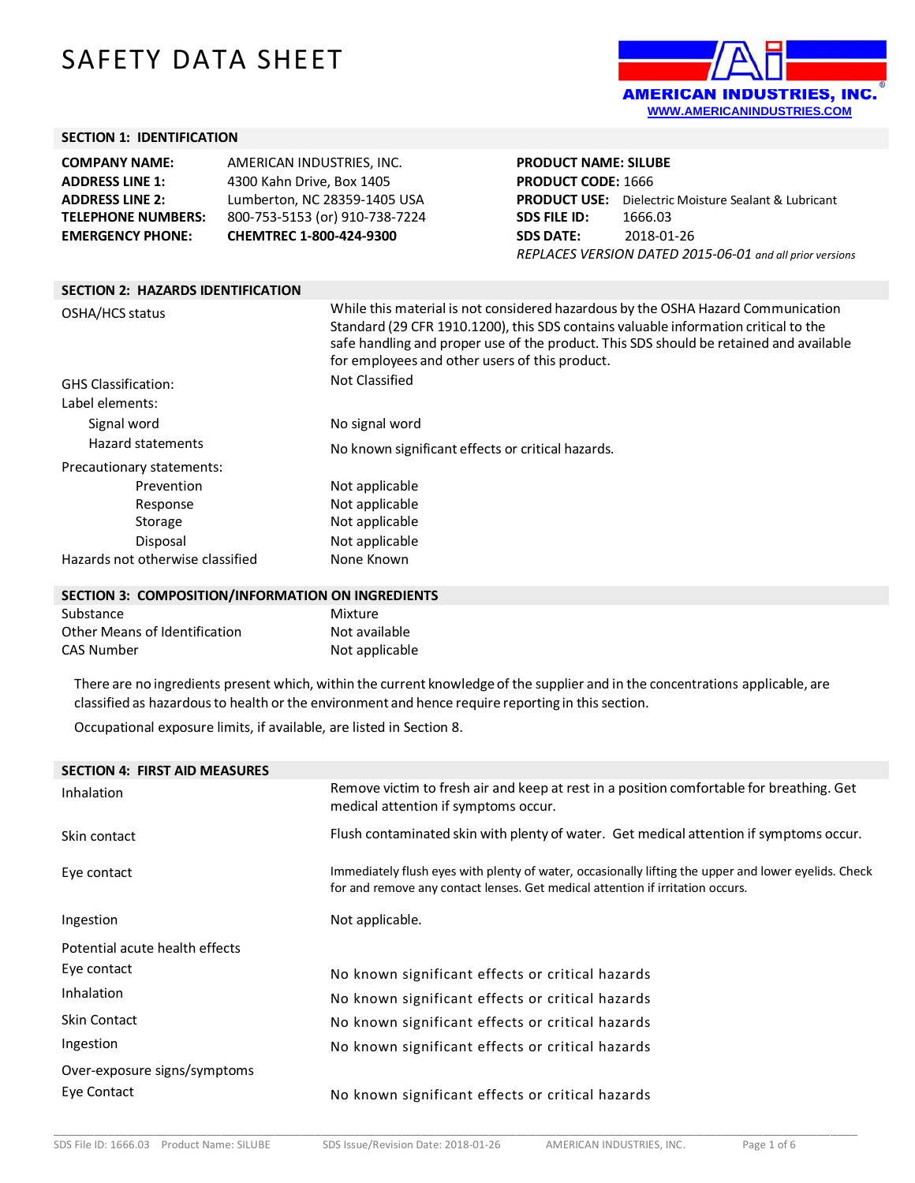# SAFETY DATA SHEET

AMERICAN INDUSTRIES, INC.
WWW.AMERICANINDUSTRIES.COM

## SECTION 1: IDENTIFICATION

| | |
|---|---|
| **COMPANY NAME:** | AMERICAN INDUSTRIES, INC. |
| **ADDRESS LINE 1:** | 4300 Kahn Drive, Box 1405 |
| **ADDRESS LINE 2:** | Lumberton, NC 28359-1405 USA |
| **TELEPHONE NUMBERS:** | 800-753-5153 (or) 910-738-7224 |
| **EMERGENCY PHONE:** | **CHEMTREC 1-800-424-9300** |

**PRODUCT NAME: SILUBE**
**PRODUCT CODE:** 1666
**PRODUCT USE:** Dielectric Moisture Sealant & Lubricant
**SDS FILE ID:** 1666.03
**SDS DATE:** 2018-01-26
*REPLACES VERSION DATED 2015-06-01 and all prior versions*

## SECTION 2: HAZARDS IDENTIFICATION

| | |
|---|---|
| OSHA/HCS status | While this material is not considered hazardous by the OSHA Hazard Communication Standard (29 CFR 1910.1200), this SDS contains valuable information critical to the safe handling and proper use of the product. This SDS should be retained and available for employees and other users of this product. |
| GHS Classification: | Not Classified |
| Label elements: | |
| Signal word | No signal word |
| Hazard statements | No known significant effects or critical hazards. |
| Precautionary statements: | |
| Prevention | Not applicable |
| Response | Not applicable |
| Storage | Not applicable |
| Disposal | Not applicable |
| Hazards not otherwise classified | None Known |

## SECTION 3: COMPOSITION/INFORMATION ON INGREDIENTS

| | |
|---|---|
| Substance | Mixture |
| Other Means of Identification | Not available |
| CAS Number | Not applicable |

There are no ingredients present which, within the current knowledge of the supplier and in the concentrations applicable, are classified as hazardous to health or the environment and hence require reporting in this section.

Occupational exposure limits, if available, are listed in Section 8.

## SECTION 4: FIRST AID MEASURES

| | |
|---|---|
| Inhalation | Remove victim to fresh air and keep at rest in a position comfortable for breathing. Get medical attention if symptoms occur. |
| Skin contact | Flush contaminated skin with plenty of water. Get medical attention if symptoms occur. |
| Eye contact | Immediately flush eyes with plenty of water, occasionally lifting the upper and lower eyelids. Check for and remove any contact lenses. Get medical attention if irritation occurs. |
| Ingestion | Not applicable. |
| Potential acute health effects | |
| Eye contact | No known significant effects or critical hazards |
| Inhalation | No known significant effects or critical hazards |
| Skin Contact | No known significant effects or critical hazards |
| Ingestion | No known significant effects or critical hazards |
| Over-exposure signs/symptoms | |
| Eye Contact | No known significant effects or critical hazards |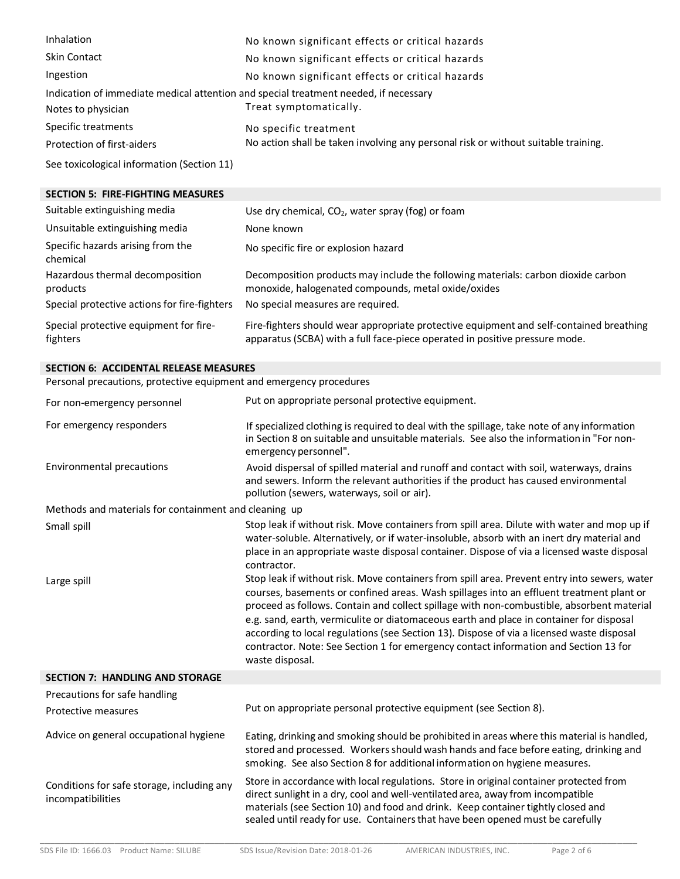| | |
|---|---|
| Inhalation | No known significant effects or critical hazards |
| Skin Contact | No known significant effects or critical hazards |
| Ingestion | No known significant effects or critical hazards |

Indication of immediate medical attention and special treatment needed, if necessary

| | |
|---|---|
| Notes to physician | Treat symptomatically. |
| Specific treatments | No specific treatment |
| Protection of first-aiders | No action shall be taken involving any personal risk or without suitable training. |

See toxicological information (Section 11)

## SECTION 5: FIRE-FIGHTING MEASURES

| | |
|---|---|
| Suitable extinguishing media | Use dry chemical, $CO_2$, water spray (fog) or foam |
| Unsuitable extinguishing media | None known |
| Specific hazards arising from the chemical | No specific fire or explosion hazard |
| Hazardous thermal decomposition products | Decomposition products may include the following materials: carbon dioxide carbon monoxide, halogenated compounds, metal oxide/oxides |
| Special protective actions for fire-fighters | No special measures are required. |
| Special protective equipment for fire-fighters | Fire-fighters should wear appropriate protective equipment and self-contained breathing apparatus (SCBA) with a full face-piece operated in positive pressure mode. |

## SECTION 6: ACCIDENTAL RELEASE MEASURES

Personal precautions, protective equipment and emergency procedures

| | |
|---|---|
| For non-emergency personnel | Put on appropriate personal protective equipment. |
| For emergency responders | If specialized clothing is required to deal with the spillage, take note of any information in Section 8 on suitable and unsuitable materials. See also the information in "For non-emergency personnel". |
| Environmental precautions | Avoid dispersal of spilled material and runoff and contact with soil, waterways, drains and sewers. Inform the relevant authorities if the product has caused environmental pollution (sewers, waterways, soil or air). |

Methods and materials for containment and cleaning up

| | |
|---|---|
| Small spill | Stop leak if without risk. Move containers from spill area. Dilute with water and mop up if water-soluble. Alternatively, or if water-insoluble, absorb with an inert dry material and place in an appropriate waste disposal container. Dispose of via a licensed waste disposal contractor. |
| Large spill | Stop leak if without risk. Move containers from spill area. Prevent entry into sewers, water courses, basements or confined areas. Wash spillages into an effluent treatment plant or proceed as follows. Contain and collect spillage with non-combustible, absorbent material e.g. sand, earth, vermiculite or diatomaceous earth and place in container for disposal according to local regulations (see Section 13). Dispose of via a licensed waste disposal contractor. Note: See Section 1 for emergency contact information and Section 13 for waste disposal. |

## SECTION 7: HANDLING AND STORAGE

Precautions for safe handling

| | |
|---|---|
| Protective measures | Put on appropriate personal protective equipment (see Section 8). |
| Advice on general occupational hygiene | Eating, drinking and smoking should be prohibited in areas where this material is handled, stored and processed. Workers should wash hands and face before eating, drinking and smoking. See also Section 8 for additional information on hygiene measures. |
| Conditions for safe storage, including any incompatibilities | Store in accordance with local regulations. Store in original container protected from direct sunlight in a dry, cool and well-ventilated area, away from incompatible materials (see Section 10) and food and drink. Keep container tightly closed and sealed until ready for use. Containers that have been opened must be carefully |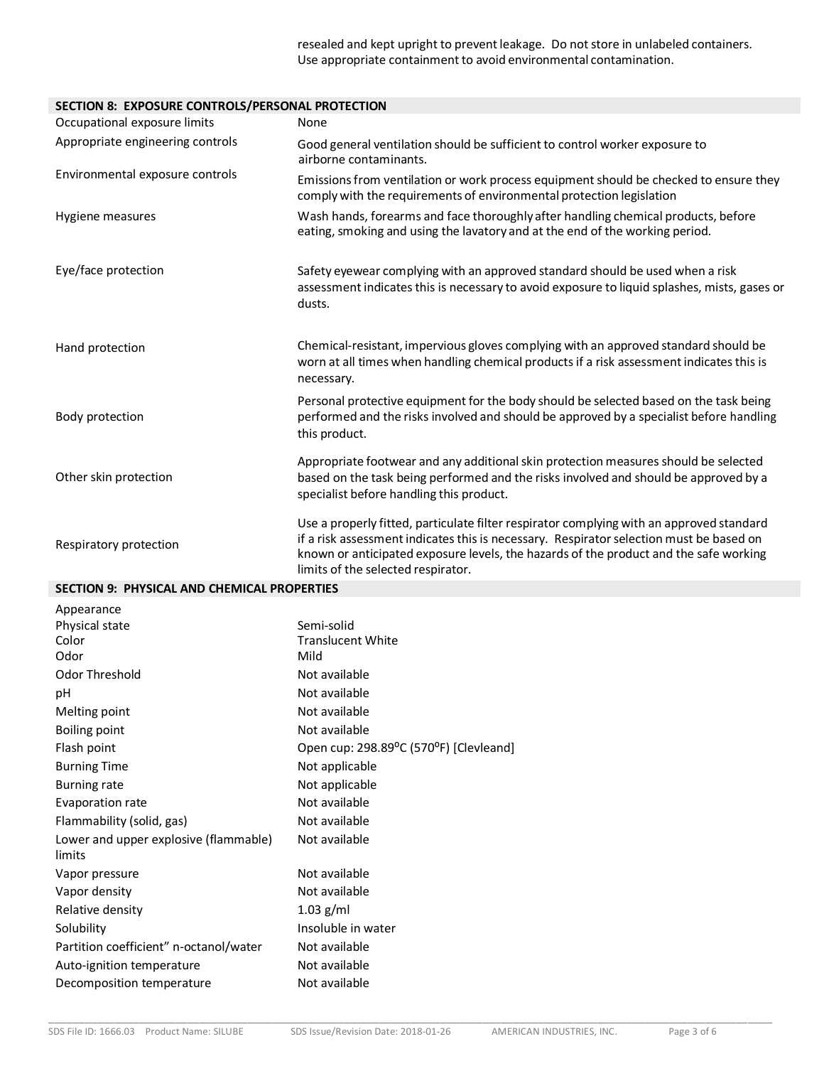resealed and kept upright to prevent leakage. Do not store in unlabeled containers. Use appropriate containment to avoid environmental contamination.

## SECTION 8: EXPOSURE CONTROLS/PERSONAL PROTECTION

| | |
|---|---|
| Occupational exposure limits | None |
| Appropriate engineering controls | Good general ventilation should be sufficient to control worker exposure to airborne contaminants. |
| Environmental exposure controls | Emissions from ventilation or work process equipment should be checked to ensure they comply with the requirements of environmental protection legislation |
| Hygiene measures | Wash hands, forearms and face thoroughly after handling chemical products, before eating, smoking and using the lavatory and at the end of the working period. |
| Eye/face protection | Safety eyewear complying with an approved standard should be used when a risk assessment indicates this is necessary to avoid exposure to liquid splashes, mists, gases or dusts. |
| Hand protection | Chemical-resistant, impervious gloves complying with an approved standard should be worn at all times when handling chemical products if a risk assessment indicates this is necessary. |
| Body protection | Personal protective equipment for the body should be selected based on the task being performed and the risks involved and should be approved by a specialist before handling this product. |
| Other skin protection | Appropriate footwear and any additional skin protection measures should be selected based on the task being performed and the risks involved and should be approved by a specialist before handling this product. |
| Respiratory protection | Use a properly fitted, particulate filter respirator complying with an approved standard if a risk assessment indicates this is necessary. Respirator selection must be based on known or anticipated exposure levels, the hazards of the product and the safe working limits of the selected respirator. |

## SECTION 9: PHYSICAL AND CHEMICAL PROPERTIES

| | |
|---|---|
| Appearance | |
| Physical state | Semi-solid |
| Color | Translucent White |
| Odor | Mild |
| Odor Threshold | Not available |
| pH | Not available |
| Melting point | Not available |
| Boiling point | Not available |
| Flash point | Open cup: 298.89$^{o}$C (570$^{o}$F) [Clevleand] |
| Burning Time | Not applicable |
| Burning rate | Not applicable |
| Evaporation rate | Not available |
| Flammability (solid, gas) | Not available |
| Lower and upper explosive (flammable) limits | Not available |
| Vapor pressure | Not available |
| Vapor density | Not available |
| Relative density | 1.03 g/ml |
| Solubility | Insoluble in water |
| Partition coefficient" n-octanol/water | Not available |
| Auto-ignition temperature | Not available |
| Decomposition temperature | Not available |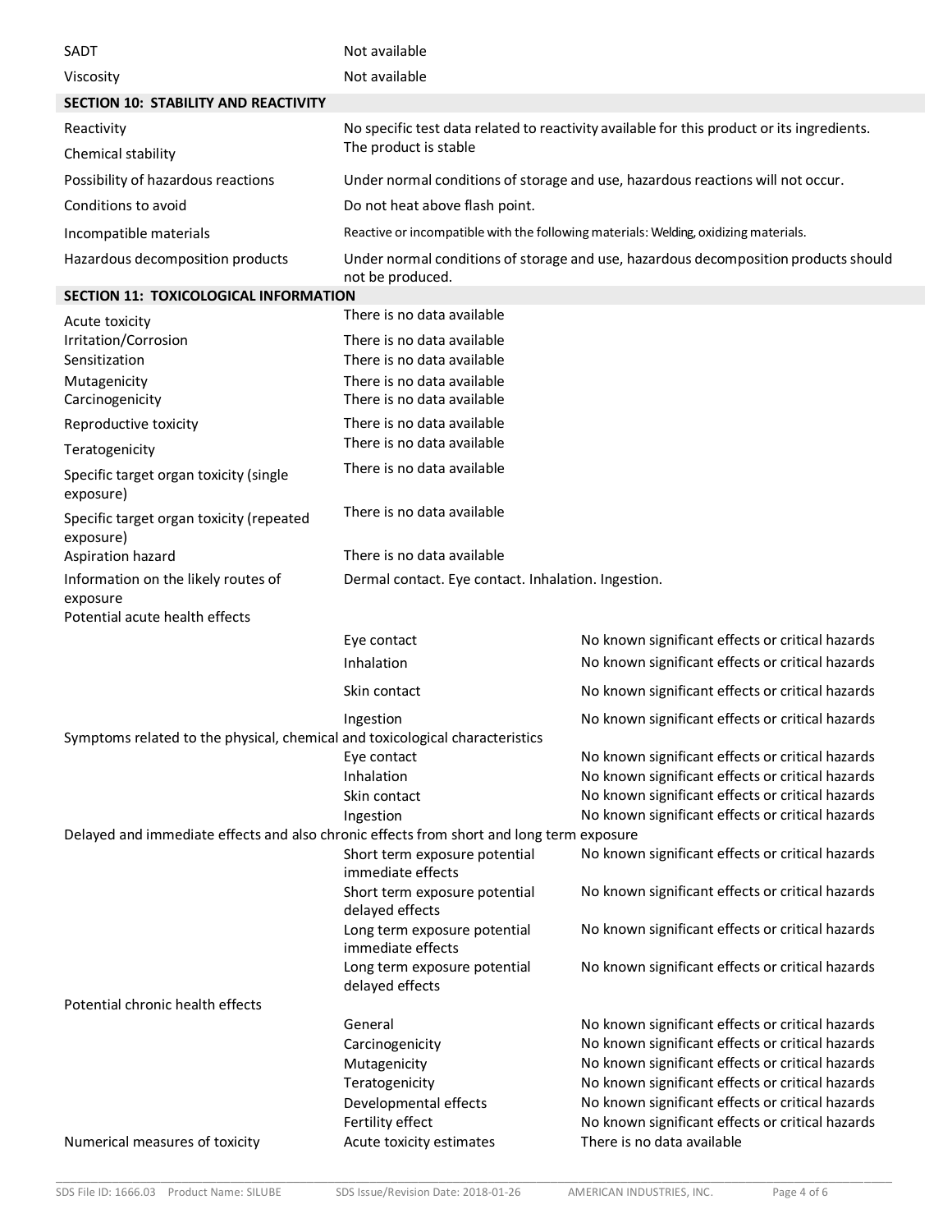| | |
|---|---|
| SADT | Not available |
| Viscosity | Not available |

## SECTION 10: STABILITY AND REACTIVITY

| | |
|---|---|
| Reactivity | No specific test data related to reactivity available for this product or its ingredients. |
| Chemical stability | The product is stable |
| Possibility of hazardous reactions | Under normal conditions of storage and use, hazardous reactions will not occur. |
| Conditions to avoid | Do not heat above flash point. |
| Incompatible materials | Reactive or incompatible with the following materials: Welding, oxidizing materials. |
| Hazardous decomposition products | Under normal conditions of storage and use, hazardous decomposition products should not be produced. |

## SECTION 11: TOXICOLOGICAL INFORMATION

| | | |
|---|---|---|
| Acute toxicity | There is no data available | |
| Irritation/Corrosion | There is no data available | |
| Sensitization | There is no data available | |
| Mutagenicity | There is no data available | |
| Carcinogenicity | There is no data available | |
| Reproductive toxicity | There is no data available | |
| Teratogenicity | There is no data available | |
| Specific target organ toxicity (single exposure) | There is no data available | |
| Specific target organ toxicity (repeated exposure) | There is no data available | |
| Aspiration hazard | There is no data available | |
| Information on the likely routes of exposure | Dermal contact. Eye contact. Inhalation. Ingestion. | |
| Potential acute health effects | | |
| | Eye contact | No known significant effects or critical hazards |
| | Inhalation | No known significant effects or critical hazards |
| | Skin contact | No known significant effects or critical hazards |
| | Ingestion | No known significant effects or critical hazards |
| Symptoms related to the physical, chemical and toxicological characteristics | | |
| | Eye contact | No known significant effects or critical hazards |
| | Inhalation | No known significant effects or critical hazards |
| | Skin contact | No known significant effects or critical hazards |
| | Ingestion | No known significant effects or critical hazards |
| Delayed and immediate effects and also chronic effects from short and long term exposure | | |
| | Short term exposure potential immediate effects | No known significant effects or critical hazards |
| | Short term exposure potential delayed effects | No known significant effects or critical hazards |
| | Long term exposure potential immediate effects | No known significant effects or critical hazards |
| | Long term exposure potential delayed effects | No known significant effects or critical hazards |
| Potential chronic health effects | | |
| | General | No known significant effects or critical hazards |
| | Carcinogenicity | No known significant effects or critical hazards |
| | Mutagenicity | No known significant effects or critical hazards |
| | Teratogenicity | No known significant effects or critical hazards |
| | Developmental effects | No known significant effects or critical hazards |
| | Fertility effect | No known significant effects or critical hazards |
| Numerical measures of toxicity | Acute toxicity estimates | There is no data available |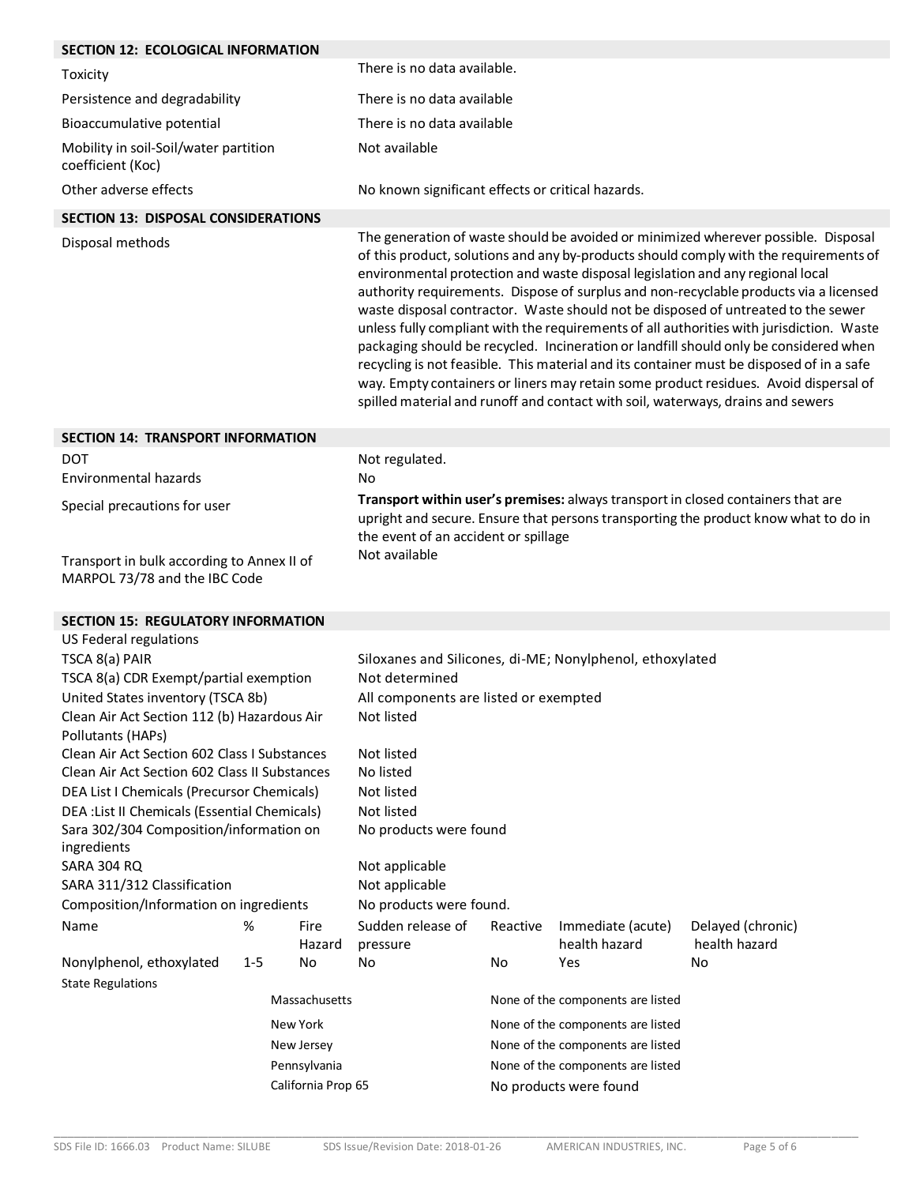## SECTION 12: ECOLOGICAL INFORMATION

| | |
|---|---|
| Toxicity | There is no data available. |
| Persistence and degradability | There is no data available |
| Bioaccumulative potential | There is no data available |
| Mobility in soil-Soil/water partition coefficient (Koc) | Not available |
| Other adverse effects | No known significant effects or critical hazards. |

## SECTION 13: DISPOSAL CONSIDERATIONS

| | |
|---|---|
| Disposal methods | The generation of waste should be avoided or minimized wherever possible. Disposal of this product, solutions and any by-products should comply with the requirements of environmental protection and waste disposal legislation and any regional local authority requirements. Dispose of surplus and non-recyclable products via a licensed waste disposal contractor. Waste should not be disposed of untreated to the sewer unless fully compliant with the requirements of all authorities with jurisdiction. Waste packaging should be recycled. Incineration or landfill should only be considered when recycling is not feasible. This material and its container must be disposed of in a safe way. Empty containers or liners may retain some product residues. Avoid dispersal of spilled material and runoff and contact with soil, waterways, drains and sewers |

## SECTION 14: TRANSPORT INFORMATION

| | |
|---|---|
| DOT | Not regulated. |
| Environmental hazards | No |
| Special precautions for user | **Transport within user's premises:** always transport in closed containers that are upright and secure. Ensure that persons transporting the product know what to do in the event of an accident or spillage |
| Transport in bulk according to Annex II of MARPOL 73/78 and the IBC Code | Not available |

## SECTION 15: REGULATORY INFORMATION

| | |
|---|---|
| US Federal regulations | |
| TSCA 8(a) PAIR | Siloxanes and Silicones, di-ME; Nonylphenol, ethoxylated |
| TSCA 8(a) CDR Exempt/partial exemption | Not determined |
| United States inventory (TSCA 8b) | All components are listed or exempted |
| Clean Air Act Section 112 (b) Hazardous Air Pollutants (HAPs) | Not listed |
| Clean Air Act Section 602 Class I Substances | Not listed |
| Clean Air Act Section 602 Class II Substances | No listed |
| DEA List I Chemicals (Precursor Chemicals) | Not listed |
| DEA :List II Chemicals (Essential Chemicals) | Not listed |
| Sara 302/304 Composition/information on ingredients | No products were found |
| SARA 304 RQ | Not applicable |
| SARA 311/312 Classification | Not applicable |
| Composition/Information on ingredients | No products were found. |

| Name | % | Fire Hazard | Sudden release of pressure | Reactive | Immediate (acute) health hazard | Delayed (chronic) health hazard |
|---|---|---|---|---|---|---|
| Nonylphenol, ethoxylated | 1-5 | No | No | No | Yes | No |

State Regulations

| | |
|---|---|
| Massachusetts | None of the components are listed |
| New York | None of the components are listed |
| New Jersey | None of the components are listed |
| Pennsylvania | None of the components are listed |
| California Prop 65 | No products were found |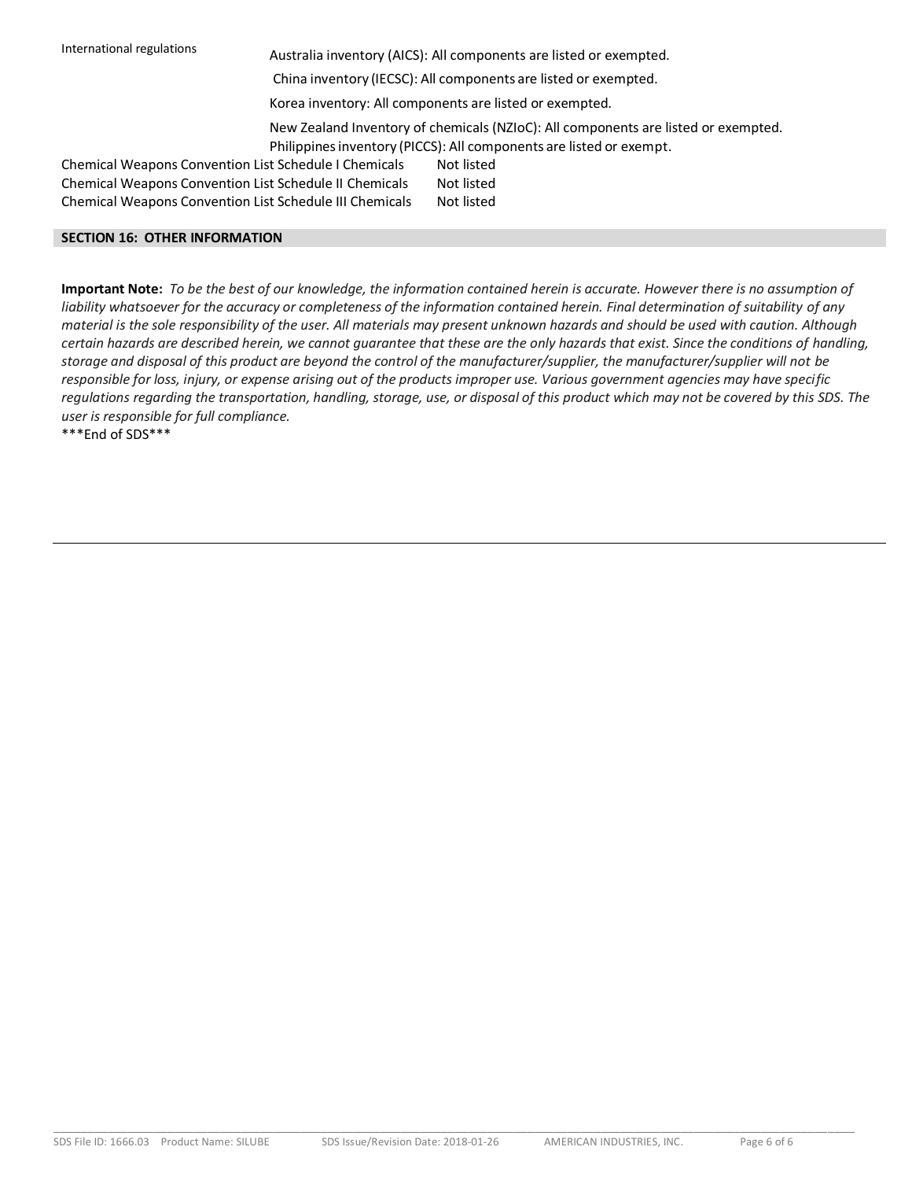| | |
|---|---|
| International regulations | Australia inventory (AICS): All components are listed or exempted. |
| | China inventory (IECSC): All components are listed or exempted. |
| | Korea inventory: All components are listed or exempted. |
| | New Zealand Inventory of chemicals (NZIoC): All components are listed or exempted. |
| | Philippines inventory (PICCS): All components are listed or exempt. |
| Chemical Weapons Convention List Schedule I Chemicals | Not listed |
| Chemical Weapons Convention List Schedule II Chemicals | Not listed |
| Chemical Weapons Convention List Schedule III Chemicals | Not listed |

## SECTION 16: OTHER INFORMATION

**Important Note:** *To be the best of our knowledge, the information contained herein is accurate. However there is no assumption of liability whatsoever for the accuracy or completeness of the information contained herein. Final determination of suitability of any material is the sole responsibility of the user. All materials may present unknown hazards and should be used with caution. Although certain hazards are described herein, we cannot guarantee that these are the only hazards that exist. Since the conditions of handling, storage and disposal of this product are beyond the control of the manufacturer/supplier, the manufacturer/supplier will not be responsible for loss, injury, or expense arising out of the products improper use. Various government agencies may have specific regulations regarding the transportation, handling, storage, use, or disposal of this product which may not be covered by this SDS. The user is responsible for full compliance.*

***End of SDS***